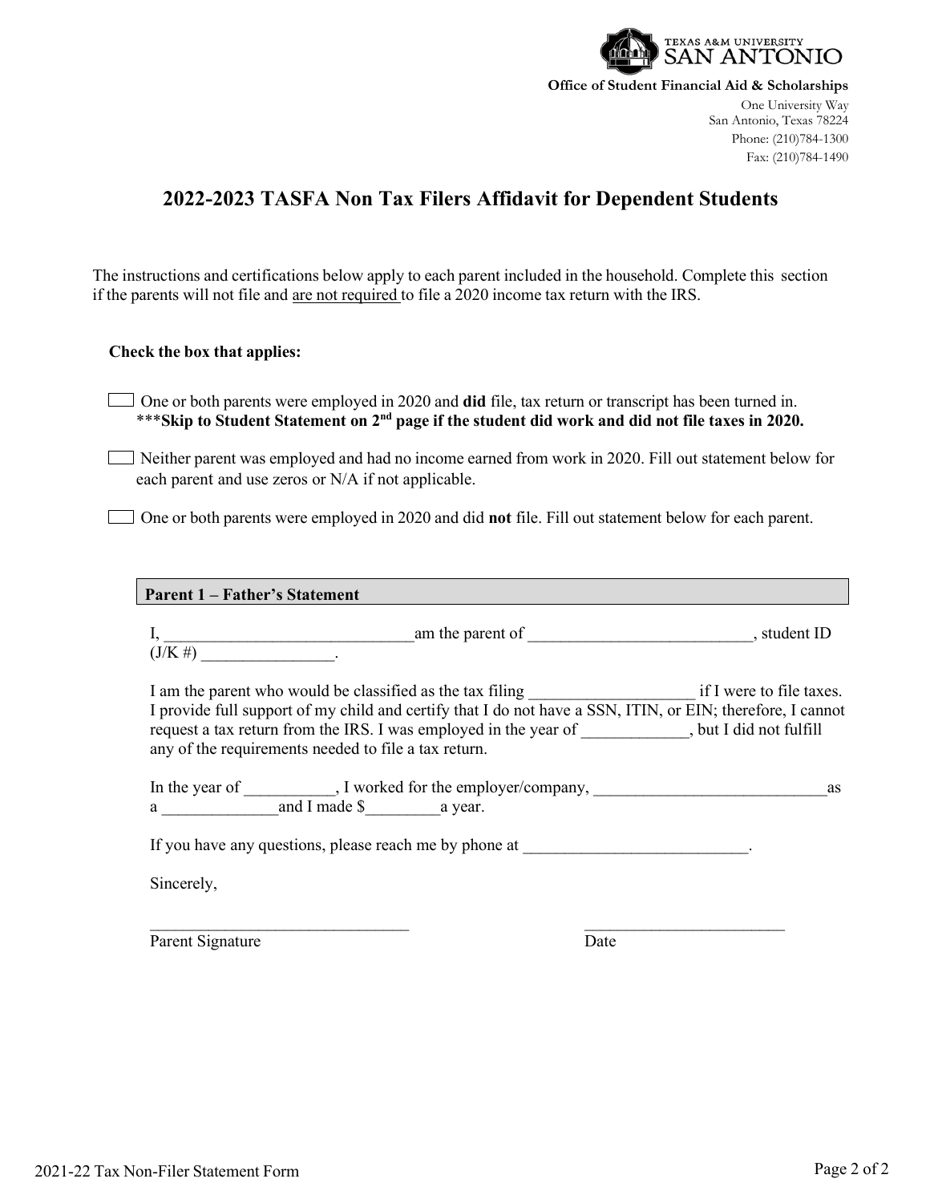TEXAS A&M UNIVERSITY
SAN ANTONIO

**Office of Student Financial Aid & Scholarships**

One University Way
San Antonio, Texas 78224
Phone: (210)784-1300
Fax: (210)784-1490

## 2022-2023 TASFA Non Tax Filers Affidavit for Dependent Students

The instructions and certifications below apply to each parent included in the household. Complete this section if the parents will not file and <u>are not required</u> to file a 2020 income tax return with the IRS.

**Check the box that applies:**

☐ One or both parents were employed in 2020 and **did** file, tax return or transcript has been turned in. ***__Skip to Student Statement on 2nd page if the student did work and did not file taxes in 2020.__**

☐ Neither parent was employed and had no income earned from work in 2020. Fill out statement below for each parent and use zeros or N/A if not applicable.

☐ One or both parents were employed in 2020 and did **not** file. Fill out statement below for each parent.

| **Parent 1 – Father's Statement** |
|---|

I, ______________________________am the parent of ___________________________, student ID (J/K #) ________________.

I am the parent who would be classified as the tax filing ____________________ if I were to file taxes. I provide full support of my child and certify that I do not have a SSN, ITIN, or EIN; therefore, I cannot request a tax return from the IRS. I was employed in the year of _____________, but I did not fulfill any of the requirements needed to file a tax return.

In the year of ___________, I worked for the employer/company, ____________________________as a ______________and I made $_________a year.

If you have any questions, please reach me by phone at ___________________________.

Sincerely,

_______________________________ &nbsp;&nbsp;&nbsp;&nbsp;&nbsp;&nbsp;&nbsp;&nbsp; ________________________
Parent Signature &nbsp;&nbsp;&nbsp;&nbsp;&nbsp;&nbsp;&nbsp;&nbsp;&nbsp;&nbsp;&nbsp;&nbsp;&nbsp;&nbsp;&nbsp;&nbsp;&nbsp;&nbsp;&nbsp;&nbsp;&nbsp;&nbsp;&nbsp;&nbsp;&nbsp;&nbsp;&nbsp;&nbsp;&nbsp; Date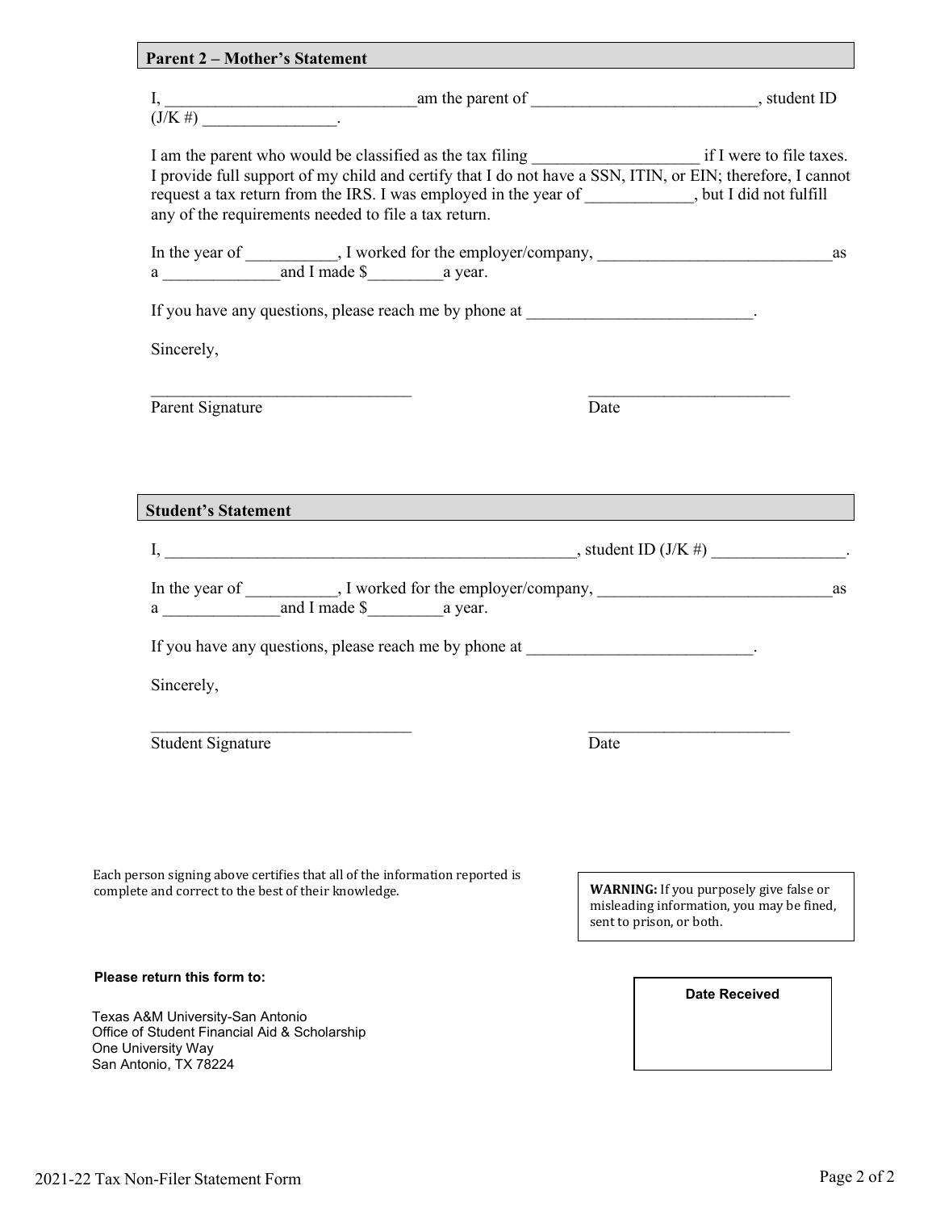## Parent 2 – Mother's Statement

I, ______________________________am the parent of ___________________________, student ID (J/K #) ________________.

I am the parent who would be classified as the tax filing ___________________ if I were to file taxes. I provide full support of my child and certify that I do not have a SSN, ITIN, or EIN; therefore, I cannot request a tax return from the IRS. I was employed in the year of _____________, but I did not fulfill any of the requirements needed to file a tax return.

In the year of ___________, I worked for the employer/company, ____________________________as a ______________and I made $_________a year.

If you have any questions, please reach me by phone at ___________________________.

Sincerely,

_______________________________ Parent Signature

________________________ Date

## Student's Statement

I, ___________________________________________________, student ID (J/K #) ________________.

In the year of ___________, I worked for the employer/company, ____________________________as a ______________and I made $_________a year.

If you have any questions, please reach me by phone at ___________________________.

Sincerely,

_______________________________ Student Signature

________________________ Date

Each person signing above certifies that all of the information reported is complete and correct to the best of their knowledge.

**WARNING:** If you purposely give false or misleading information, you may be fined, sent to prison, or both.

**Please return this form to:**

Texas A&M University-San Antonio
Office of Student Financial Aid & Scholarship
One University Way
San Antonio, TX 78224

**Date Received**

2021-22 Tax Non-Filer Statement Form